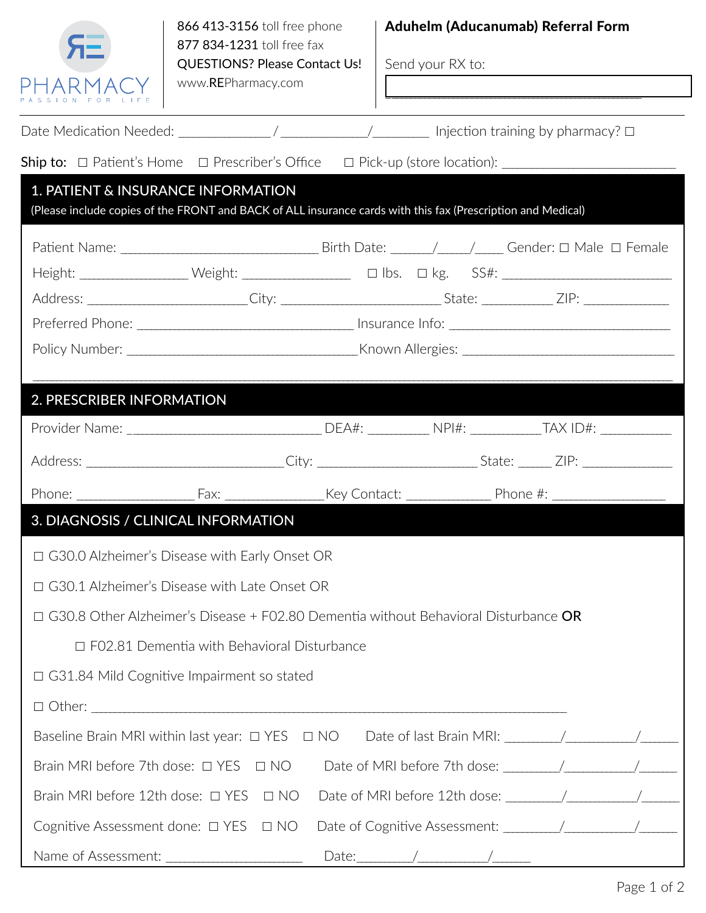RE PHARMACY
PASSION FOR LIFE

866 413-3156 toll free phone
877 834-1231 toll free fax
QUESTIONS? Please Contact Us!
www.REPharmacy.com

# Aduhelm (Aducanumab) Referral Form

Send your RX to: ________________________________________

Date Medication Needed: _____________/____________/________ Injection training by pharmacy? ☐

Ship to: ☐ Patient's Home ☐ Prescriber's Office ☐ Pick-up (store location): ________________________

## 1. PATIENT & INSURANCE INFORMATION

(Please include copies of the FRONT and BACK of ALL insurance cards with this fax (Prescription and Medical)

Patient Name: ______________________________ Birth Date: ______/_____/_____ Gender: ☐ Male ☐ Female

Height: ________________ Weight: ________________ ☐ lbs. ☐ kg. SS#: _________________________

Address: ________________________City: ________________________ State: __________ ZIP: ____________

Preferred Phone: _________________________________ Insurance Info: _________________________________

Policy Number: ___________________________________Known Allergies: ________________________________

_____________________________________________________________________________________________

## 2. PRESCRIBER INFORMATION

Provider Name: _____________________________ DEA#: _________ NPI#: __________TAX ID#: __________

Address: ______________________________City: ________________________ State: _____ ZIP: _____________

Phone: _________________ Fax: _______________Key Contact: _____________ Phone #: _________________

## 3. DIAGNOSIS / CLINICAL INFORMATION

☐ G30.0 Alzheimer's Disease with Early Onset OR

☐ G30.1 Alzheimer's Disease with Late Onset OR

☐ G30.8 Other Alzheimer's Disease + F02.80 Dementia without Behavioral Disturbance **OR**

☐ F02.81 Dementia with Behavioral Disturbance

☐ G31.84 Mild Cognitive Impairment so stated

☐ Other: ________________________________________________________________________

Baseline Brain MRI within last year: ☐ YES ☐ NO Date of last Brain MRI: ________/__________/______

Brain MRI before 7th dose: ☐ YES ☐ NO Date of MRI before 7th dose: ________/__________/______

Brain MRI before 12th dose: ☐ YES ☐ NO Date of MRI before 12th dose: ________/__________/______

Cognitive Assessment done: ☐ YES ☐ NO Date of Cognitive Assessment: ________/__________/______

Name of Assessment: ____________________ Date:________/__________/______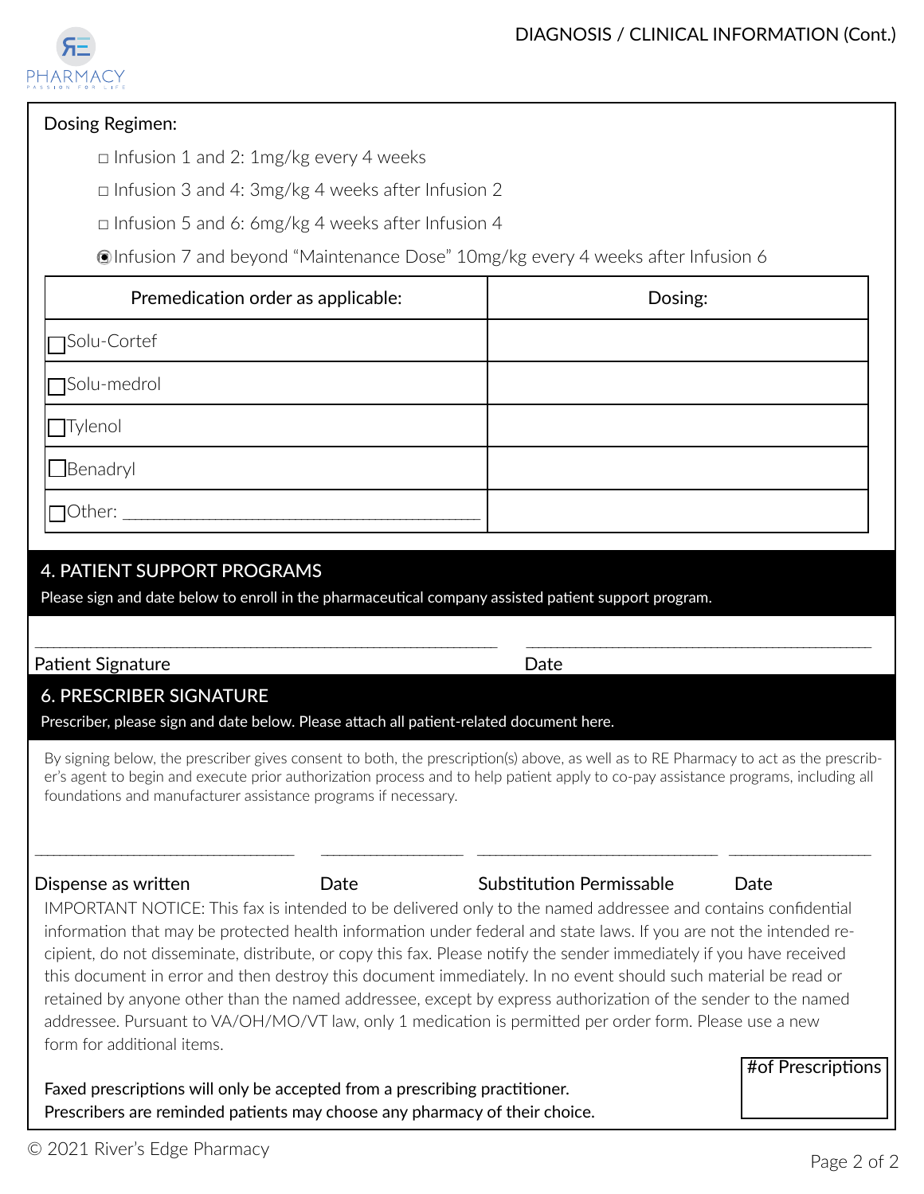DIAGNOSIS / CLINICAL INFORMATION (Cont.)

Dosing Regimen:

- ☐ Infusion 1 and 2: 1mg/kg every 4 weeks
- ☐ Infusion 3 and 4: 3mg/kg 4 weeks after Infusion 2
- ☐ Infusion 5 and 6: 6mg/kg 4 weeks after Infusion 4
- ◉ Infusion 7 and beyond “Maintenance Dose” 10mg/kg every 4 weeks after Infusion 6

| Premedication order as applicable: | Dosing: |
|---|---|
| ☐ Solu-Cortef | |
| ☐ Solu-medrol | |
| ☐ Tylenol | |
| ☐ Benadryl | |
| ☐ Other: ____________________ | |

## 4. PATIENT SUPPORT PROGRAMS

Please sign and date below to enroll in the pharmaceutical company assisted patient support program.

______________________________ ______________________________

Patient Signature Date

## 6. PRESCRIBER SIGNATURE

Prescriber, please sign and date below. Please attach all patient-related document here.

By signing below, the prescriber gives consent to both, the prescription(s) above, as well as to RE Pharmacy to act as the prescriber’s agent to begin and execute prior authorization process and to help patient apply to co-pay assistance programs, including all foundations and manufacturer assistance programs if necessary.

________________ ________ ________________ ________

Dispense as written Date Substitution Permissable Date

IMPORTANT NOTICE: This fax is intended to be delivered only to the named addressee and contains confidential information that may be protected health information under federal and state laws. If you are not the intended recipient, do not disseminate, distribute, or copy this fax. Please notify the sender immediately if you have received this document in error and then destroy this document immediately. In no event should such material be read or retained by anyone other than the named addressee, except by express authorization of the sender to the named addressee. Pursuant to VA/OH/MO/VT law, only 1 medication is permitted per order form. Please use a new form for additional items.

Faxed prescriptions will only be accepted from a prescribing practitioner.
Prescribers are reminded patients may choose any pharmacy of their choice.

#of Prescriptions

© 2021 River’s Edge Pharmacy